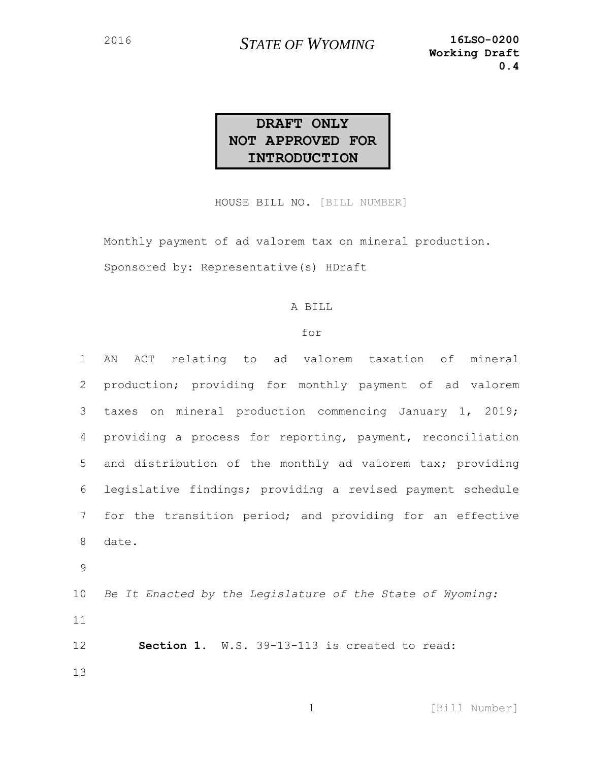2016 **STATE OF WYOMING** **16LSO-0200 Working Draft 0.4**

**DRAFT ONLY**
**NOT APPROVED FOR INTRODUCTION**

HOUSE BILL NO. [BILL NUMBER]

Monthly payment of ad valorem tax on mineral production.

Sponsored by: Representative(s) HDraft

A BILL

for

AN ACT relating to ad valorem taxation of mineral production; providing for monthly payment of ad valorem taxes on mineral production commencing January 1, 2019; providing a process for reporting, payment, reconciliation and distribution of the monthly ad valorem tax; providing legislative findings; providing a revised payment schedule for the transition period; and providing for an effective date.

*Be It Enacted by the Legislature of the State of Wyoming:*

**Section 1.** W.S. 39-13-113 is created to read: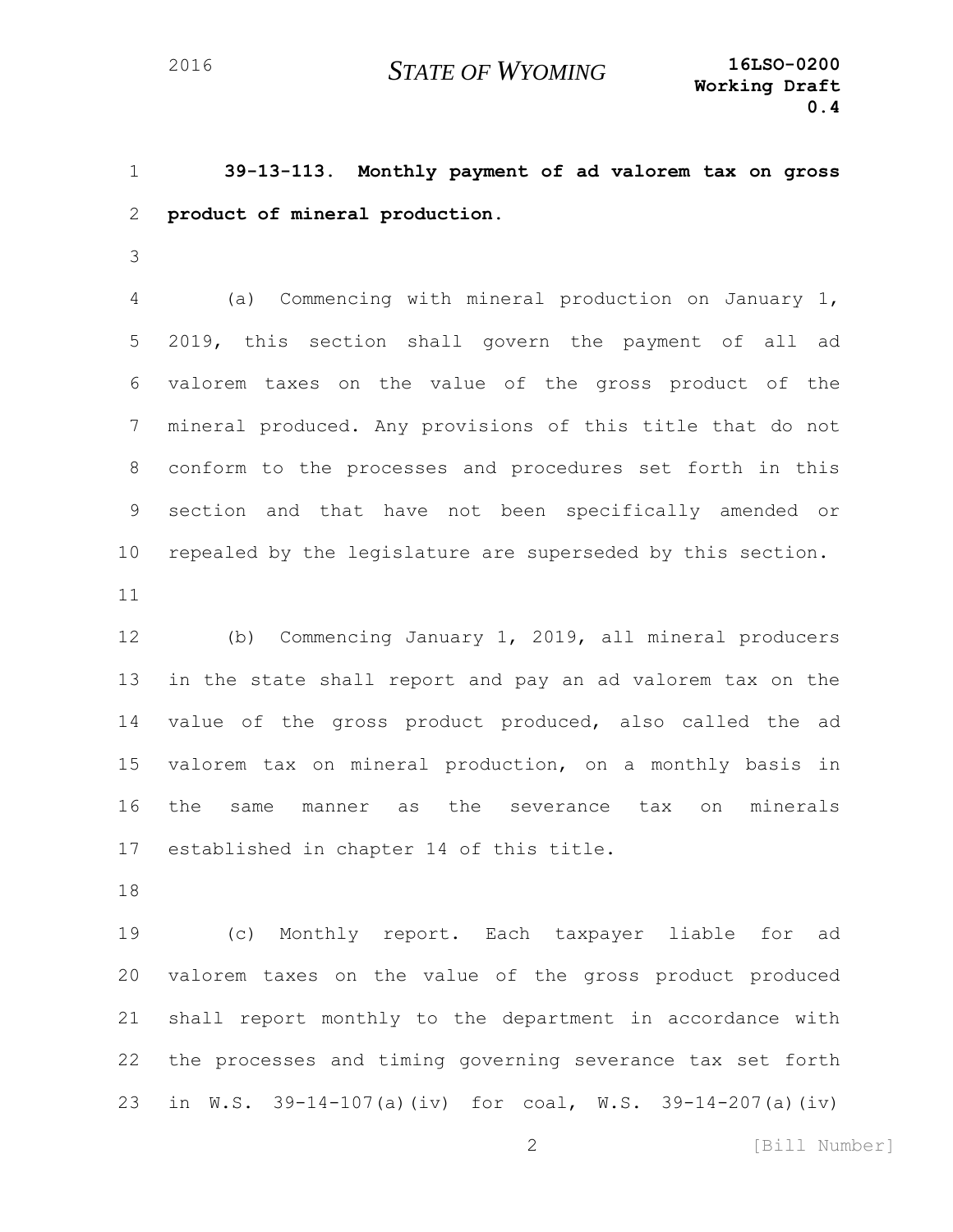**39-13-113. Monthly payment of ad valorem tax on gross product of mineral production.**

(a) Commencing with mineral production on January 1, 2019, this section shall govern the payment of all ad valorem taxes on the value of the gross product of the mineral produced. Any provisions of this title that do not conform to the processes and procedures set forth in this section and that have not been specifically amended or repealed by the legislature are superseded by this section.

(b) Commencing January 1, 2019, all mineral producers in the state shall report and pay an ad valorem tax on the value of the gross product produced, also called the ad valorem tax on mineral production, on a monthly basis in the same manner as the severance tax on minerals established in chapter 14 of this title.

(c) Monthly report. Each taxpayer liable for ad valorem taxes on the value of the gross product produced shall report monthly to the department in accordance with the processes and timing governing severance tax set forth in W.S. 39-14-107(a)(iv) for coal, W.S. 39-14-207(a)(iv)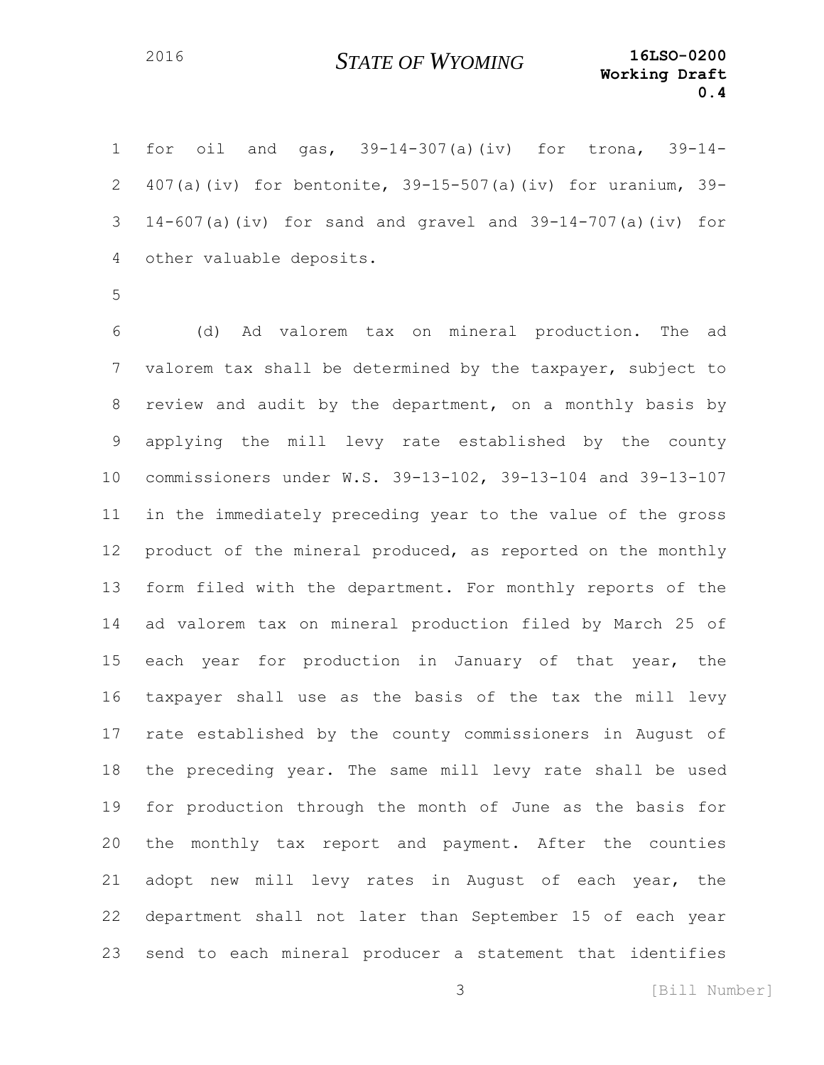for oil and gas, 39-14-307(a)(iv) for trona, 39-14-407(a)(iv) for bentonite, 39-15-507(a)(iv) for uranium, 39-14-607(a)(iv) for sand and gravel and 39-14-707(a)(iv) for other valuable deposits.

(d) Ad valorem tax on mineral production. The ad valorem tax shall be determined by the taxpayer, subject to review and audit by the department, on a monthly basis by applying the mill levy rate established by the county commissioners under W.S. 39-13-102, 39-13-104 and 39-13-107 in the immediately preceding year to the value of the gross product of the mineral produced, as reported on the monthly form filed with the department. For monthly reports of the ad valorem tax on mineral production filed by March 25 of each year for production in January of that year, the taxpayer shall use as the basis of the tax the mill levy rate established by the county commissioners in August of the preceding year. The same mill levy rate shall be used for production through the month of June as the basis for the monthly tax report and payment. After the counties adopt new mill levy rates in August of each year, the department shall not later than September 15 of each year send to each mineral producer a statement that identifies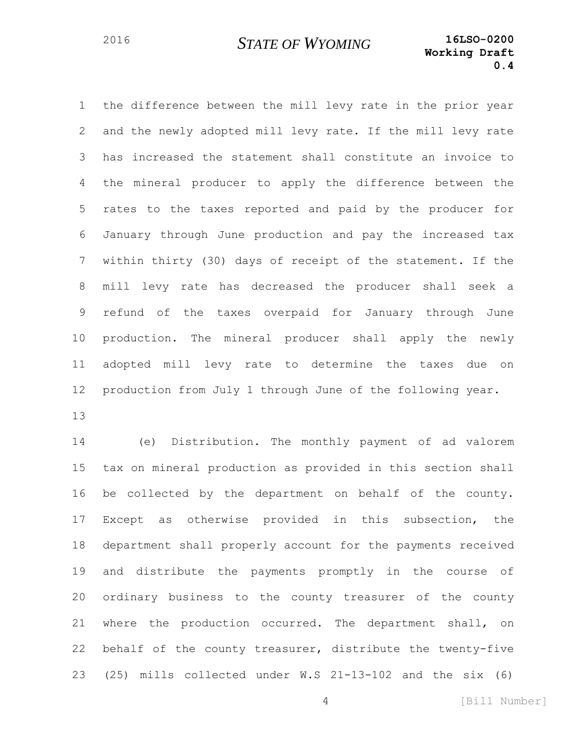the difference between the mill levy rate in the prior year and the newly adopted mill levy rate. If the mill levy rate has increased the statement shall constitute an invoice to the mineral producer to apply the difference between the rates to the taxes reported and paid by the producer for January through June production and pay the increased tax within thirty (30) days of receipt of the statement. If the mill levy rate has decreased the producer shall seek a refund of the taxes overpaid for January through June production. The mineral producer shall apply the newly adopted mill levy rate to determine the taxes due on production from July 1 through June of the following year.

(e) Distribution. The monthly payment of ad valorem tax on mineral production as provided in this section shall be collected by the department on behalf of the county. Except as otherwise provided in this subsection, the department shall properly account for the payments received and distribute the payments promptly in the course of ordinary business to the county treasurer of the county where the production occurred. The department shall, on behalf of the county treasurer, distribute the twenty-five (25) mills collected under W.S 21-13-102 and the six (6)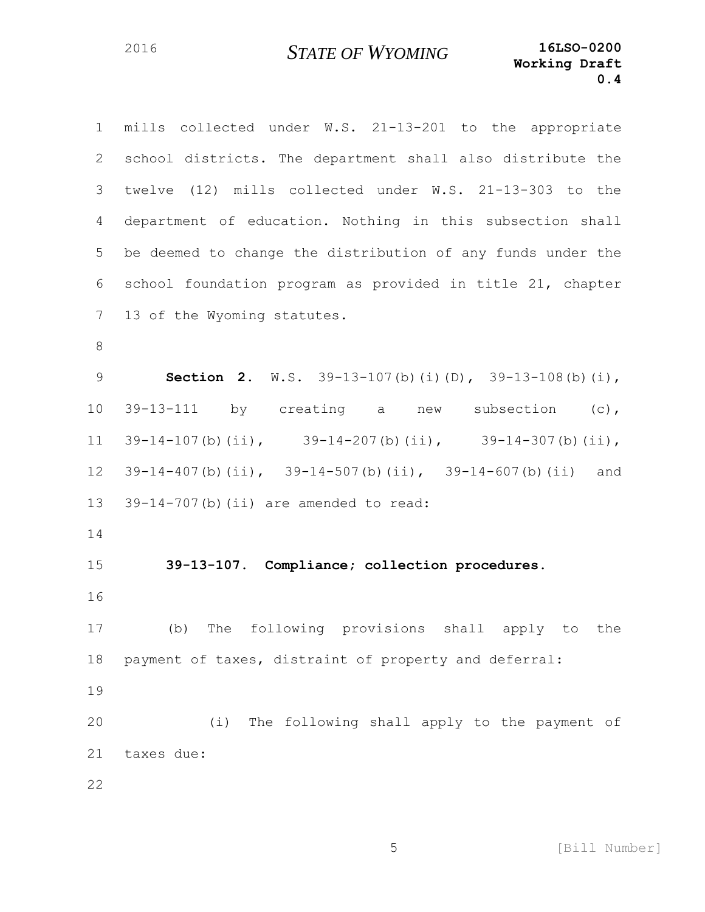mills collected under W.S. 21-13-201 to the appropriate school districts. The department shall also distribute the twelve (12) mills collected under W.S. 21-13-303 to the department of education. Nothing in this subsection shall be deemed to change the distribution of any funds under the school foundation program as provided in title 21, chapter 13 of the Wyoming statutes.

**Section 2.** W.S. 39-13-107(b)(i)(D), 39-13-108(b)(i), 39-13-111 by creating a new subsection (c), 39-14-107(b)(ii), 39-14-207(b)(ii), 39-14-307(b)(ii), 39-14-407(b)(ii), 39-14-507(b)(ii), 39-14-607(b)(ii) and 39-14-707(b)(ii) are amended to read:

**39-13-107. Compliance; collection procedures.**

(b) The following provisions shall apply to the payment of taxes, distraint of property and deferral:

(i) The following shall apply to the payment of taxes due: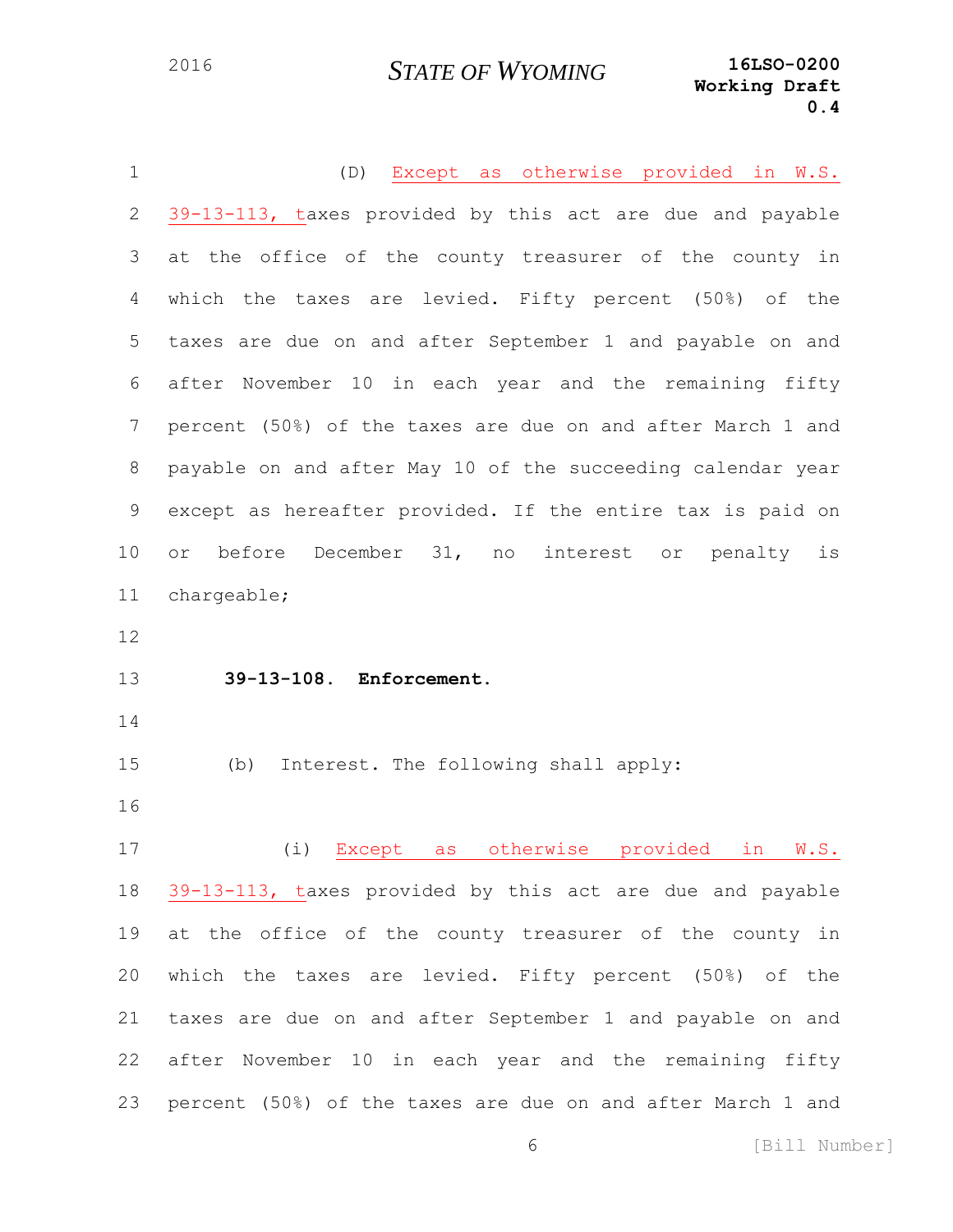(D) Except as otherwise provided in W.S. 39-13-113, taxes provided by this act are due and payable at the office of the county treasurer of the county in which the taxes are levied. Fifty percent (50%) of the taxes are due on and after September 1 and payable on and after November 10 in each year and the remaining fifty percent (50%) of the taxes are due on and after March 1 and payable on and after May 10 of the succeeding calendar year except as hereafter provided. If the entire tax is paid on or before December 31, no interest or penalty is chargeable;

**39-13-108. Enforcement.**

(b) Interest. The following shall apply:

(i) Except as otherwise provided in W.S. 39-13-113, taxes provided by this act are due and payable at the office of the county treasurer of the county in which the taxes are levied. Fifty percent (50%) of the taxes are due on and after September 1 and payable on and after November 10 in each year and the remaining fifty percent (50%) of the taxes are due on and after March 1 and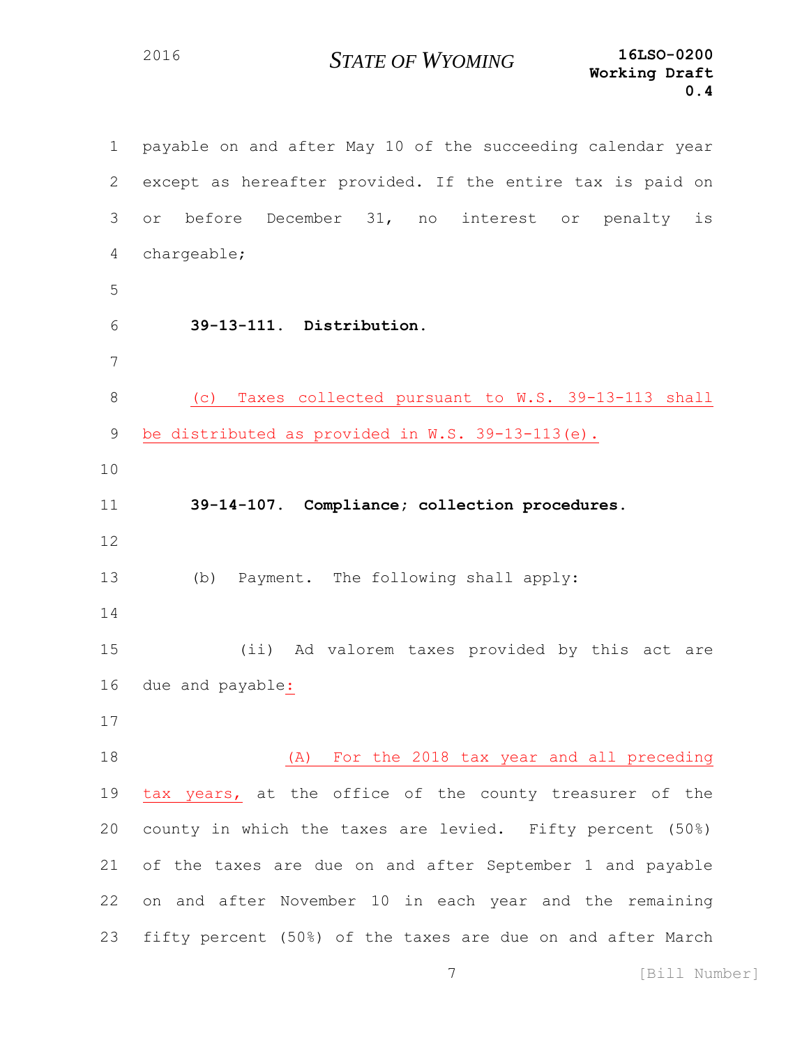payable on and after May 10 of the succeeding calendar year except as hereafter provided. If the entire tax is paid on or before December 31, no interest or penalty is chargeable;

**39-13-111. Distribution.**

(c) Taxes collected pursuant to W.S. 39-13-113 shall be distributed as provided in W.S. 39-13-113(e).

**39-14-107. Compliance; collection procedures.**

(b) Payment. The following shall apply:

(ii) Ad valorem taxes provided by this act are due and payable:

(A) For the 2018 tax year and all preceding tax years, at the office of the county treasurer of the county in which the taxes are levied. Fifty percent (50%) of the taxes are due on and after September 1 and payable on and after November 10 in each year and the remaining fifty percent (50%) of the taxes are due on and after March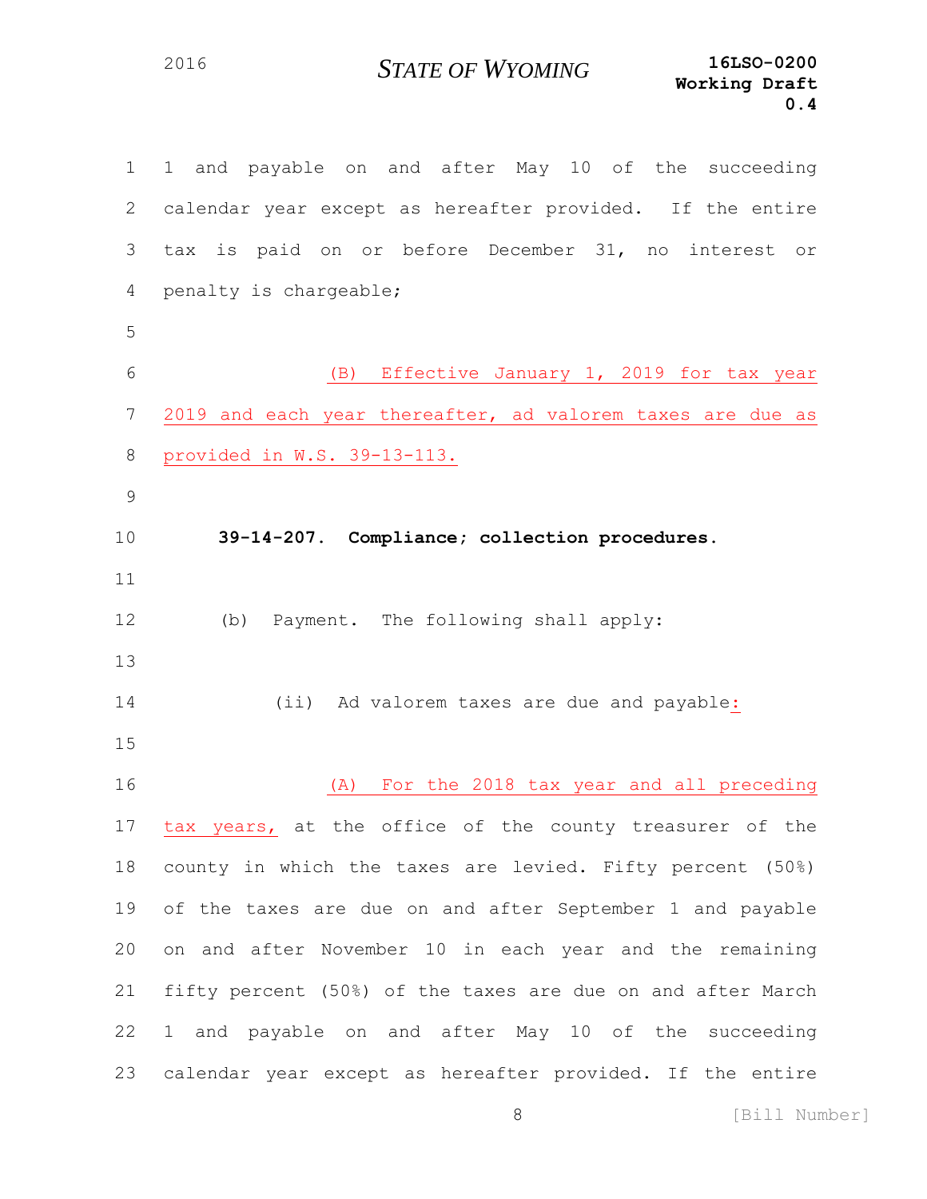1 and payable on and after May 10 of the succeeding calendar year except as hereafter provided. If the entire tax is paid on or before December 31, no interest or penalty is chargeable;

(B) Effective January 1, 2019 for tax year 2019 and each year thereafter, ad valorem taxes are due as provided in W.S. 39-13-113.

**39-14-207. Compliance; collection procedures.**

(b) Payment. The following shall apply:

(ii) Ad valorem taxes are due and payable:

(A) For the 2018 tax year and all preceding tax years, at the office of the county treasurer of the county in which the taxes are levied. Fifty percent (50%) of the taxes are due on and after September 1 and payable on and after November 10 in each year and the remaining fifty percent (50%) of the taxes are due on and after March 1 and payable on and after May 10 of the succeeding calendar year except as hereafter provided. If the entire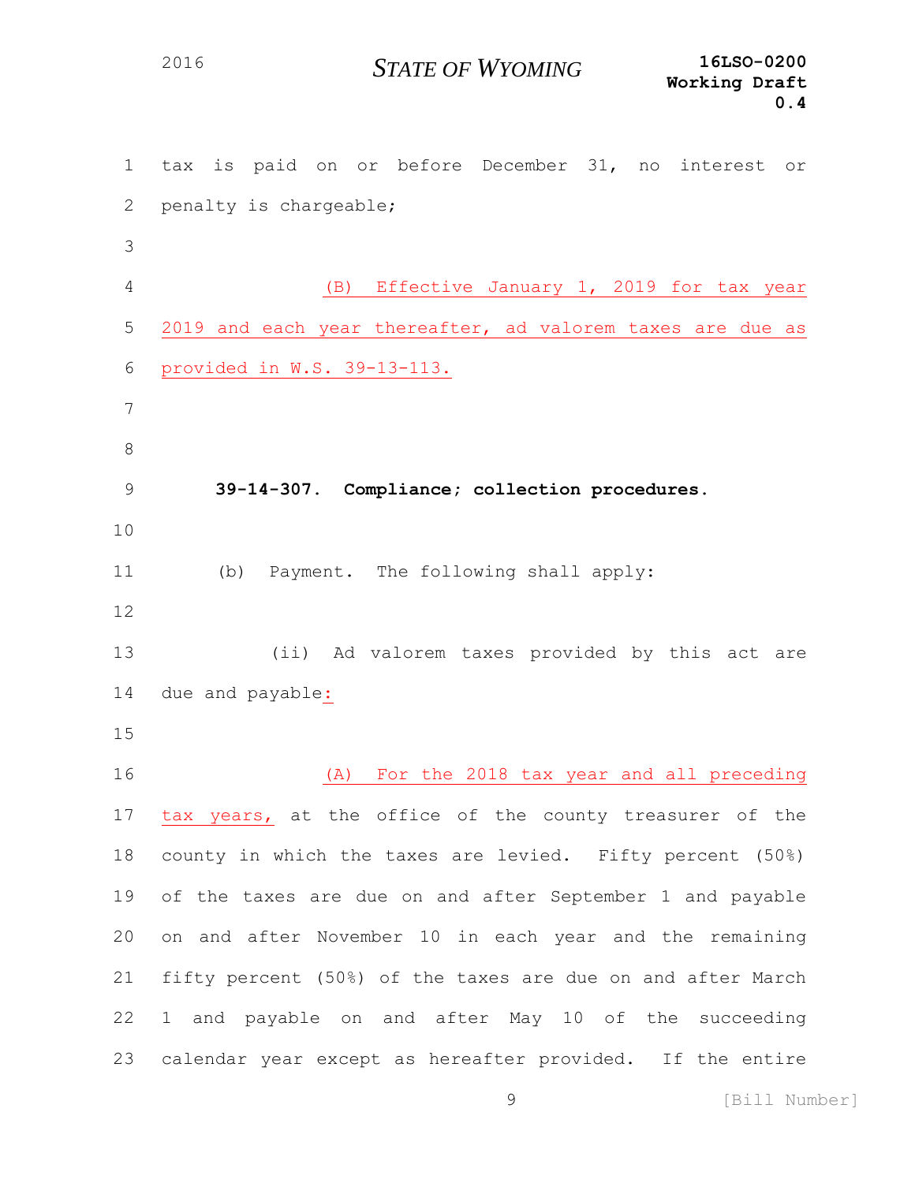tax is paid on or before December 31, no interest or penalty is chargeable;

(B) Effective January 1, 2019 for tax year 2019 and each year thereafter, ad valorem taxes are due as provided in W.S. 39-13-113.

**39-14-307. Compliance; collection procedures.**

(b) Payment. The following shall apply:

(ii) Ad valorem taxes provided by this act are due and payable:

(A) For the 2018 tax year and all preceding tax years, at the office of the county treasurer of the county in which the taxes are levied. Fifty percent (50%) of the taxes are due on and after September 1 and payable on and after November 10 in each year and the remaining fifty percent (50%) of the taxes are due on and after March 1 and payable on and after May 10 of the succeeding calendar year except as hereafter provided. If the entire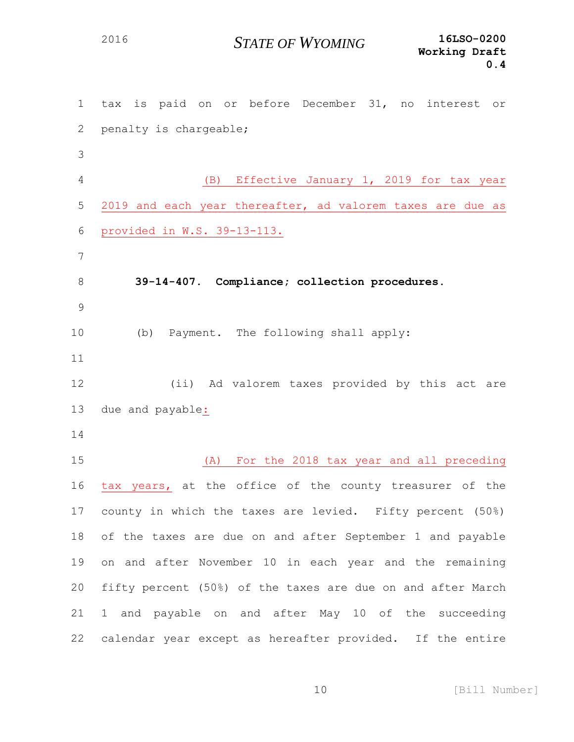tax is paid on or before December 31, no interest or penalty is chargeable;

(B) Effective January 1, 2019 for tax year 2019 and each year thereafter, ad valorem taxes are due as provided in W.S. 39-13-113.

**39-14-407. Compliance; collection procedures.**

(b) Payment. The following shall apply:

(ii) Ad valorem taxes provided by this act are due and payable:

(A) For the 2018 tax year and all preceding tax years, at the office of the county treasurer of the county in which the taxes are levied. Fifty percent (50%) of the taxes are due on and after September 1 and payable on and after November 10 in each year and the remaining fifty percent (50%) of the taxes are due on and after March 1 and payable on and after May 10 of the succeeding calendar year except as hereafter provided. If the entire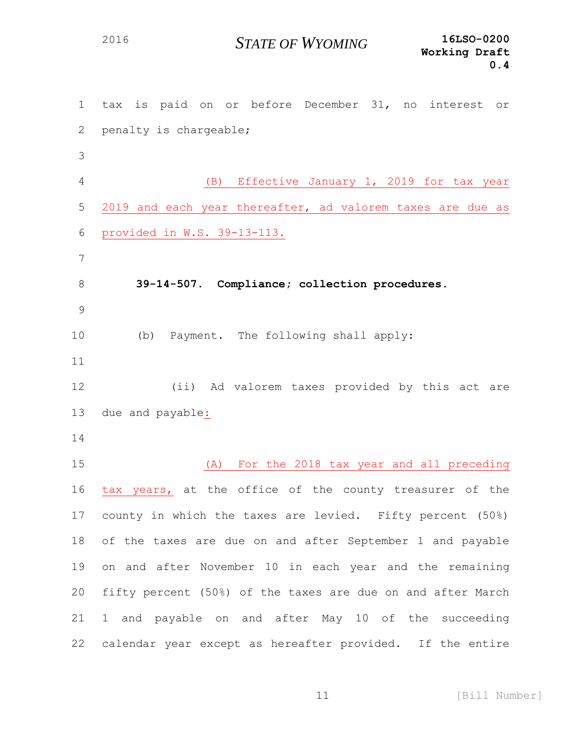tax is paid on or before December 31, no interest or penalty is chargeable;

(B) Effective January 1, 2019 for tax year 2019 and each year thereafter, ad valorem taxes are due as provided in W.S. 39-13-113.

**39-14-507. Compliance; collection procedures.**

(b) Payment. The following shall apply:

(ii) Ad valorem taxes provided by this act are due and payable:

(A) For the 2018 tax year and all preceding tax years, at the office of the county treasurer of the county in which the taxes are levied. Fifty percent (50%) of the taxes are due on and after September 1 and payable on and after November 10 in each year and the remaining fifty percent (50%) of the taxes are due on and after March 1 and payable on and after May 10 of the succeeding calendar year except as hereafter provided. If the entire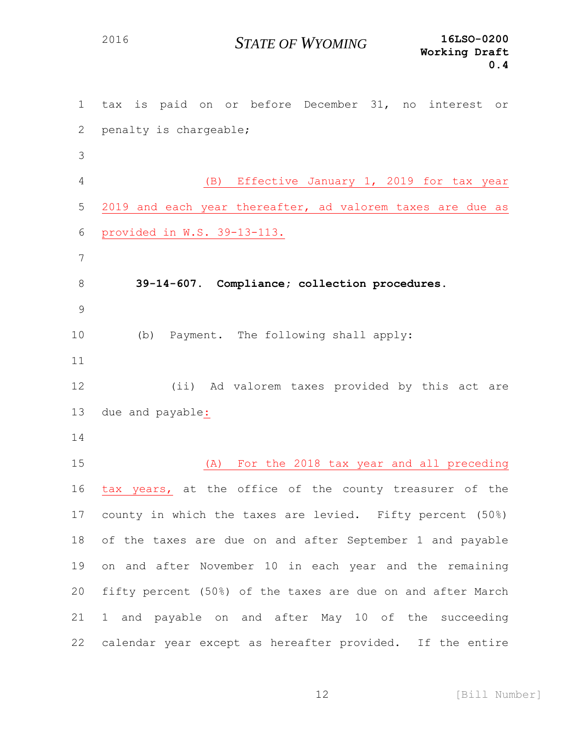tax is paid on or before December 31, no interest or penalty is chargeable;

(B) Effective January 1, 2019 for tax year 2019 and each year thereafter, ad valorem taxes are due as provided in W.S. 39-13-113.

**39-14-607. Compliance; collection procedures.**

(b) Payment. The following shall apply:

(ii) Ad valorem taxes provided by this act are due and payable:

(A) For the 2018 tax year and all preceding tax years, at the office of the county treasurer of the county in which the taxes are levied. Fifty percent (50%) of the taxes are due on and after September 1 and payable on and after November 10 in each year and the remaining fifty percent (50%) of the taxes are due on and after March 1 and payable on and after May 10 of the succeeding calendar year except as hereafter provided. If the entire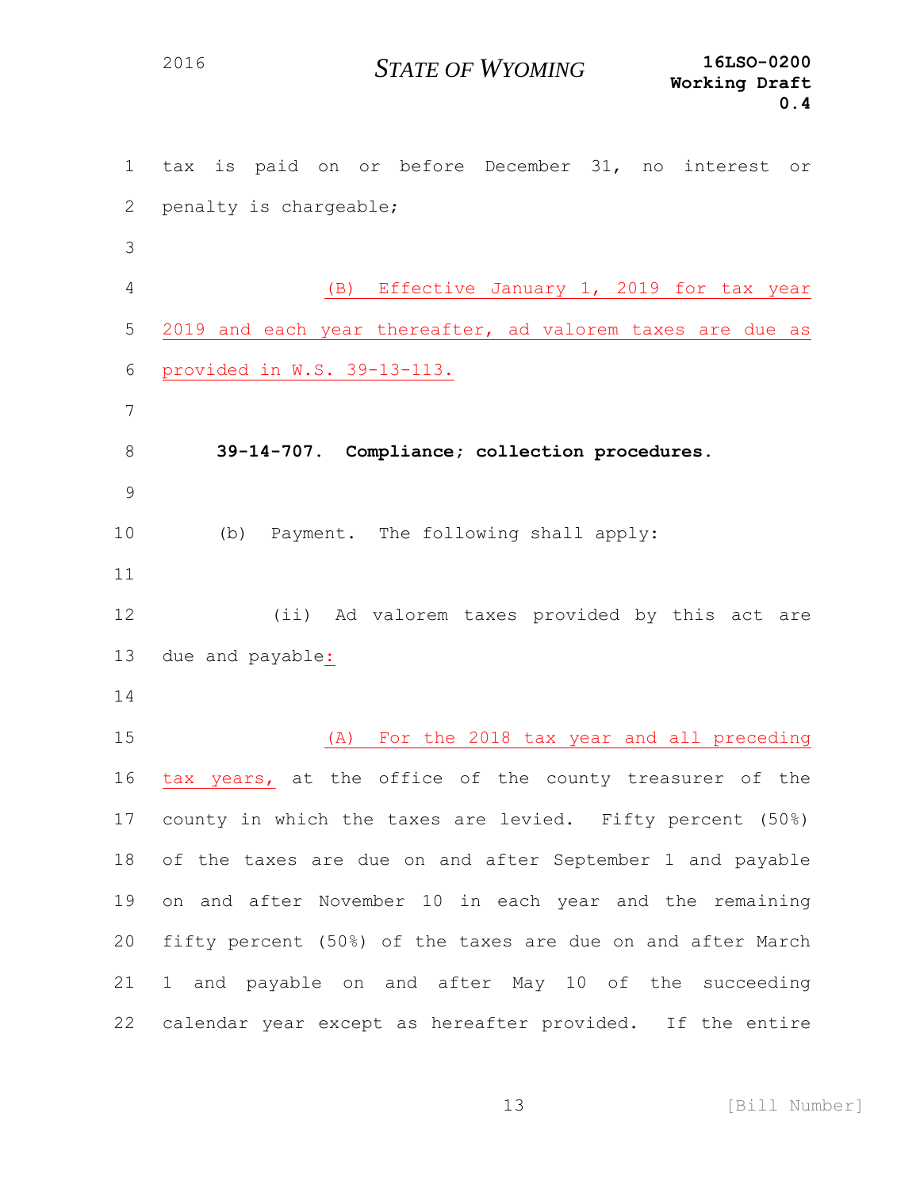tax is paid on or before December 31, no interest or penalty is chargeable;

(B) Effective January 1, 2019 for tax year 2019 and each year thereafter, ad valorem taxes are due as provided in W.S. 39-13-113.

**39-14-707. Compliance; collection procedures.**

(b) Payment. The following shall apply:

(ii) Ad valorem taxes provided by this act are due and payable:

(A) For the 2018 tax year and all preceding tax years, at the office of the county treasurer of the county in which the taxes are levied. Fifty percent (50%) of the taxes are due on and after September 1 and payable on and after November 10 in each year and the remaining fifty percent (50%) of the taxes are due on and after March 1 and payable on and after May 10 of the succeeding calendar year except as hereafter provided. If the entire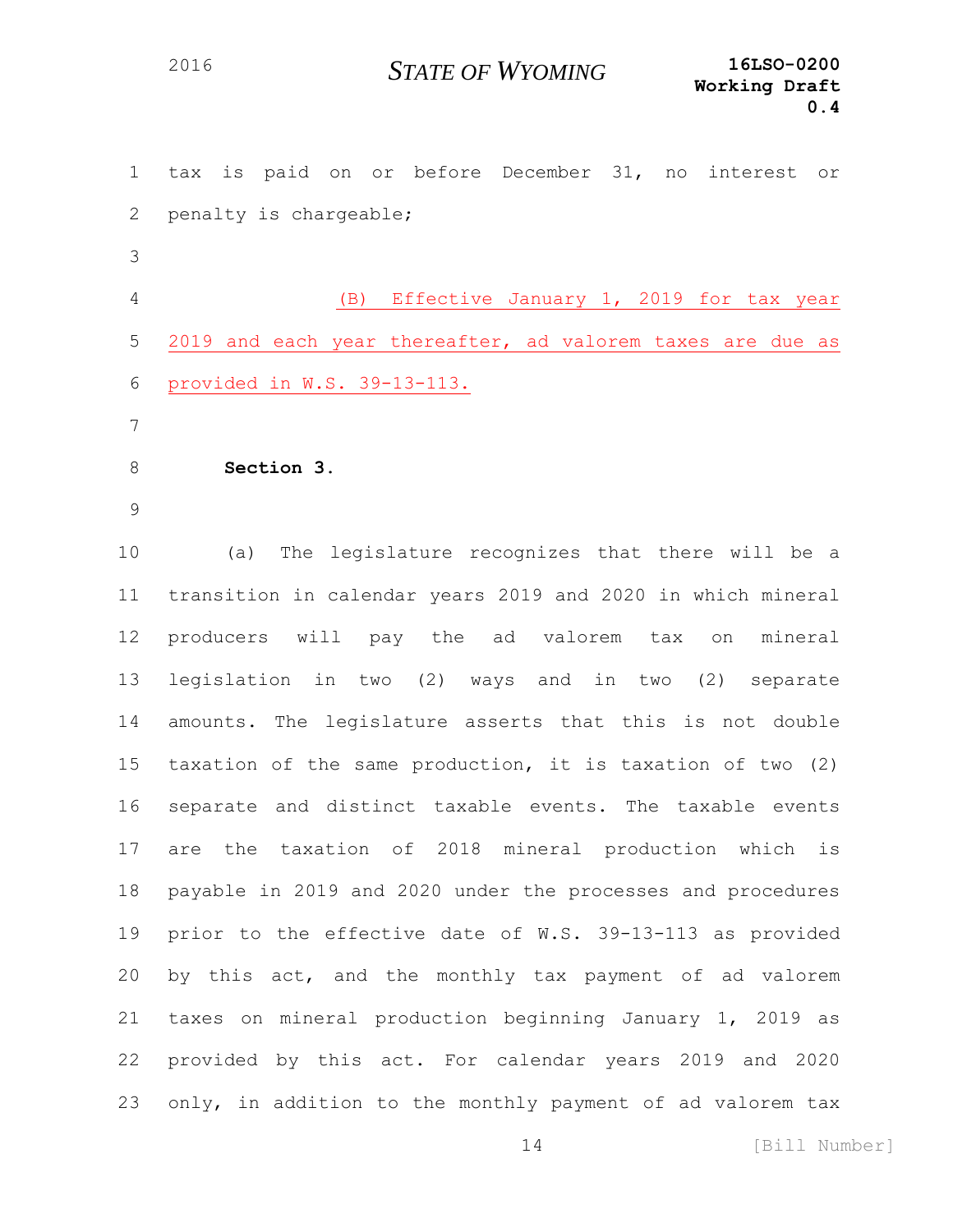tax is paid on or before December 31, no interest or penalty is chargeable;

(B) Effective January 1, 2019 for tax year 2019 and each year thereafter, ad valorem taxes are due as provided in W.S. 39-13-113.

**Section 3.**

(a) The legislature recognizes that there will be a transition in calendar years 2019 and 2020 in which mineral producers will pay the ad valorem tax on mineral legislation in two (2) ways and in two (2) separate amounts. The legislature asserts that this is not double taxation of the same production, it is taxation of two (2) separate and distinct taxable events. The taxable events are the taxation of 2018 mineral production which is payable in 2019 and 2020 under the processes and procedures prior to the effective date of W.S. 39-13-113 as provided by this act, and the monthly tax payment of ad valorem taxes on mineral production beginning January 1, 2019 as provided by this act. For calendar years 2019 and 2020 only, in addition to the monthly payment of ad valorem tax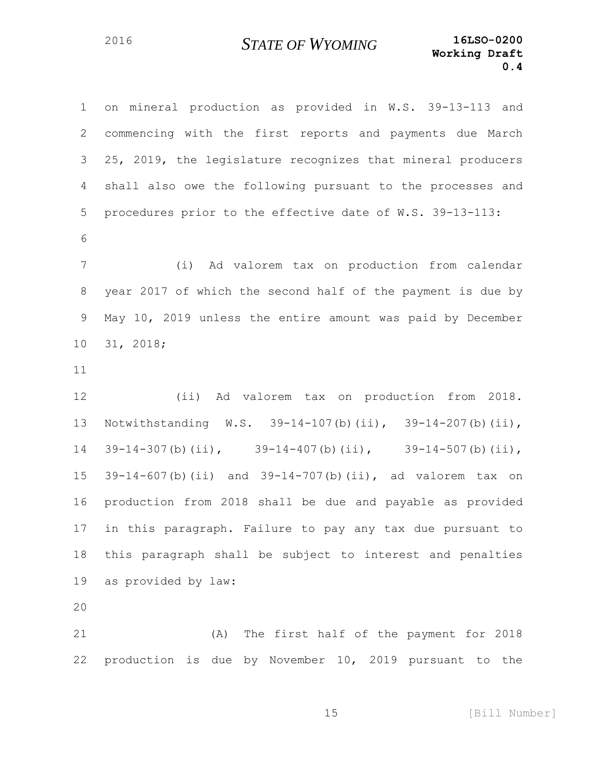on mineral production as provided in W.S. 39-13-113 and commencing with the first reports and payments due March 25, 2019, the legislature recognizes that mineral producers shall also owe the following pursuant to the processes and procedures prior to the effective date of W.S. 39-13-113:

(i) Ad valorem tax on production from calendar year 2017 of which the second half of the payment is due by May 10, 2019 unless the entire amount was paid by December 31, 2018;

(ii) Ad valorem tax on production from 2018. Notwithstanding W.S. 39-14-107(b)(ii), 39-14-207(b)(ii), 39-14-307(b)(ii), 39-14-407(b)(ii), 39-14-507(b)(ii), 39-14-607(b)(ii) and 39-14-707(b)(ii), ad valorem tax on production from 2018 shall be due and payable as provided in this paragraph. Failure to pay any tax due pursuant to this paragraph shall be subject to interest and penalties as provided by law:

(A) The first half of the payment for 2018 production is due by November 10, 2019 pursuant to the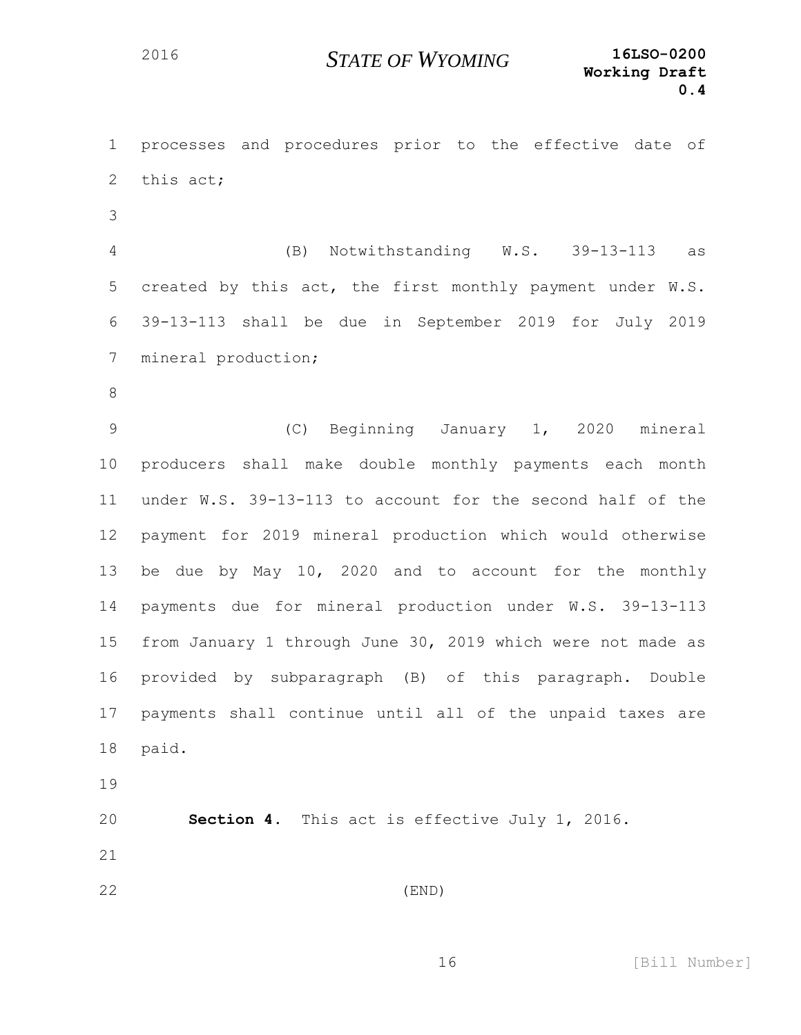processes and procedures prior to the effective date of this act;

(B) Notwithstanding W.S. 39-13-113 as created by this act, the first monthly payment under W.S. 39-13-113 shall be due in September 2019 for July 2019 mineral production;

(C) Beginning January 1, 2020 mineral producers shall make double monthly payments each month under W.S. 39-13-113 to account for the second half of the payment for 2019 mineral production which would otherwise be due by May 10, 2020 and to account for the monthly payments due for mineral production under W.S. 39-13-113 from January 1 through June 30, 2019 which were not made as provided by subparagraph (B) of this paragraph. Double payments shall continue until all of the unpaid taxes are paid.

**Section 4**. This act is effective July 1, 2016.

(END)